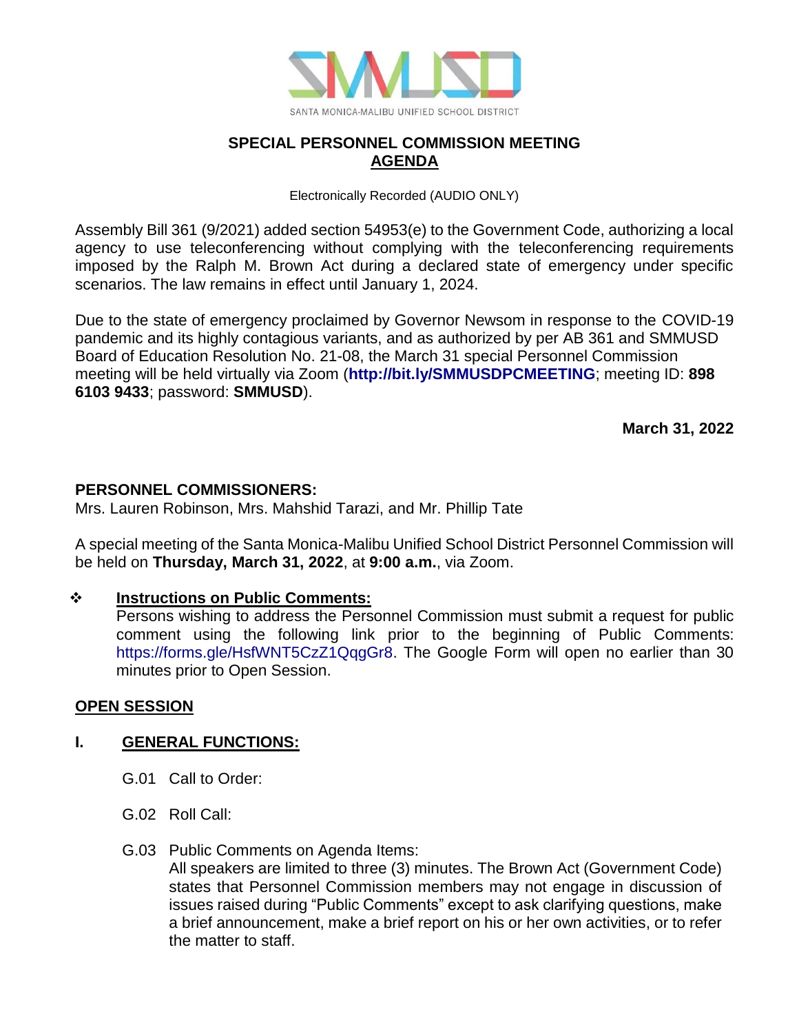SANTA MONICA-MALIBU UNIFIED SCHOOL DISTRICT

# SPECIAL PERSONNEL COMMISSION MEETING
## AGENDA

Electronically Recorded (AUDIO ONLY)

Assembly Bill 361 (9/2021) added section 54953(e) to the Government Code, authorizing a local agency to use teleconferencing without complying with the teleconferencing requirements imposed by the Ralph M. Brown Act during a declared state of emergency under specific scenarios. The law remains in effect until January 1, 2024.

Due to the state of emergency proclaimed by Governor Newsom in response to the COVID-19 pandemic and its highly contagious variants, and as authorized by per AB 361 and SMMUSD Board of Education Resolution No. 21-08, the March 31 special Personnel Commission meeting will be held virtually via Zoom (**http://bit.ly/SMMUSDPCMEETING**; meeting ID: **898 6103 9433**; password: **SMMUSD**).

**March 31, 2022**

**PERSONNEL COMMISSIONERS:**
Mrs. Lauren Robinson, Mrs. Mahshid Tarazi, and Mr. Phillip Tate

A special meeting of the Santa Monica-Malibu Unified School District Personnel Commission will be held on **Thursday, March 31, 2022**, at **9:00 a.m.**, via Zoom.

- **Instructions on Public Comments:**
  Persons wishing to address the Personnel Commission must submit a request for public comment using the following link prior to the beginning of Public Comments: https://forms.gle/HsfWNT5CzZ1QqgGr8. The Google Form will open no earlier than 30 minutes prior to Open Session.

**OPEN SESSION**

**I. GENERAL FUNCTIONS:**

G.01 Call to Order:

G.02 Roll Call:

G.03 Public Comments on Agenda Items:
All speakers are limited to three (3) minutes. The Brown Act (Government Code) states that Personnel Commission members may not engage in discussion of issues raised during "Public Comments" except to ask clarifying questions, make a brief announcement, make a brief report on his or her own activities, or to refer the matter to staff.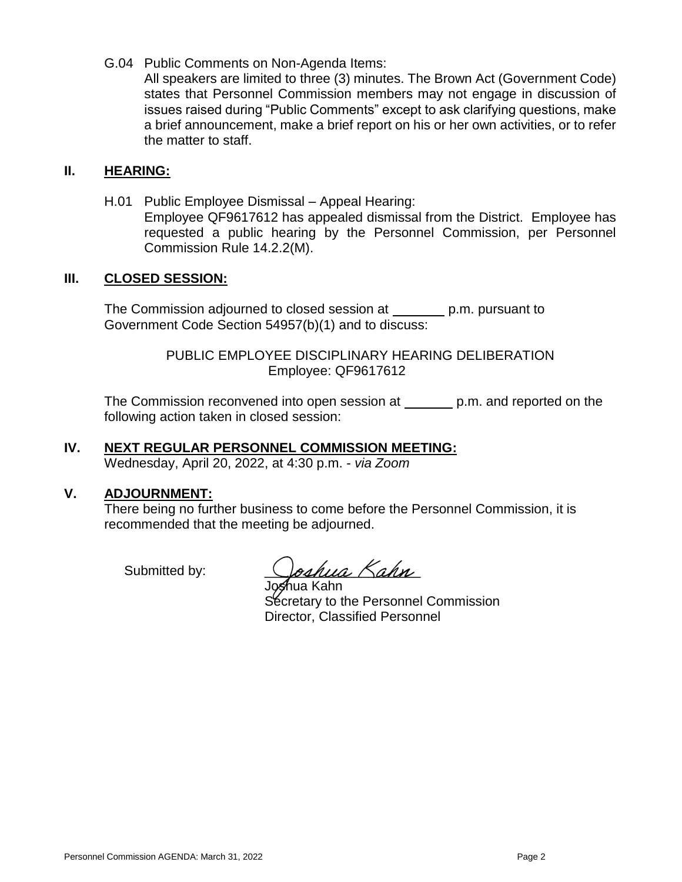G.04 Public Comments on Non-Agenda Items:
All speakers are limited to three (3) minutes. The Brown Act (Government Code) states that Personnel Commission members may not engage in discussion of issues raised during "Public Comments" except to ask clarifying questions, make a brief announcement, make a brief report on his or her own activities, or to refer the matter to staff.

## II. HEARING:

H.01 Public Employee Dismissal – Appeal Hearing:
Employee QF9617612 has appealed dismissal from the District. Employee has requested a public hearing by the Personnel Commission, per Personnel Commission Rule 14.2.2(M).

## III. CLOSED SESSION:

The Commission adjourned to closed session at _______ p.m. pursuant to Government Code Section 54957(b)(1) and to discuss:

PUBLIC EMPLOYEE DISCIPLINARY HEARING DELIBERATION
Employee: QF9617612

The Commission reconvened into open session at _______ p.m. and reported on the following action taken in closed session:

## IV. NEXT REGULAR PERSONNEL COMMISSION MEETING:

Wednesday, April 20, 2022, at 4:30 p.m. - *via Zoom*

## V. ADJOURNMENT:

There being no further business to come before the Personnel Commission, it is recommended that the meeting be adjourned.

Submitted by: Joshua Kahn

Joshua Kahn
Secretary to the Personnel Commission
Director, Classified Personnel